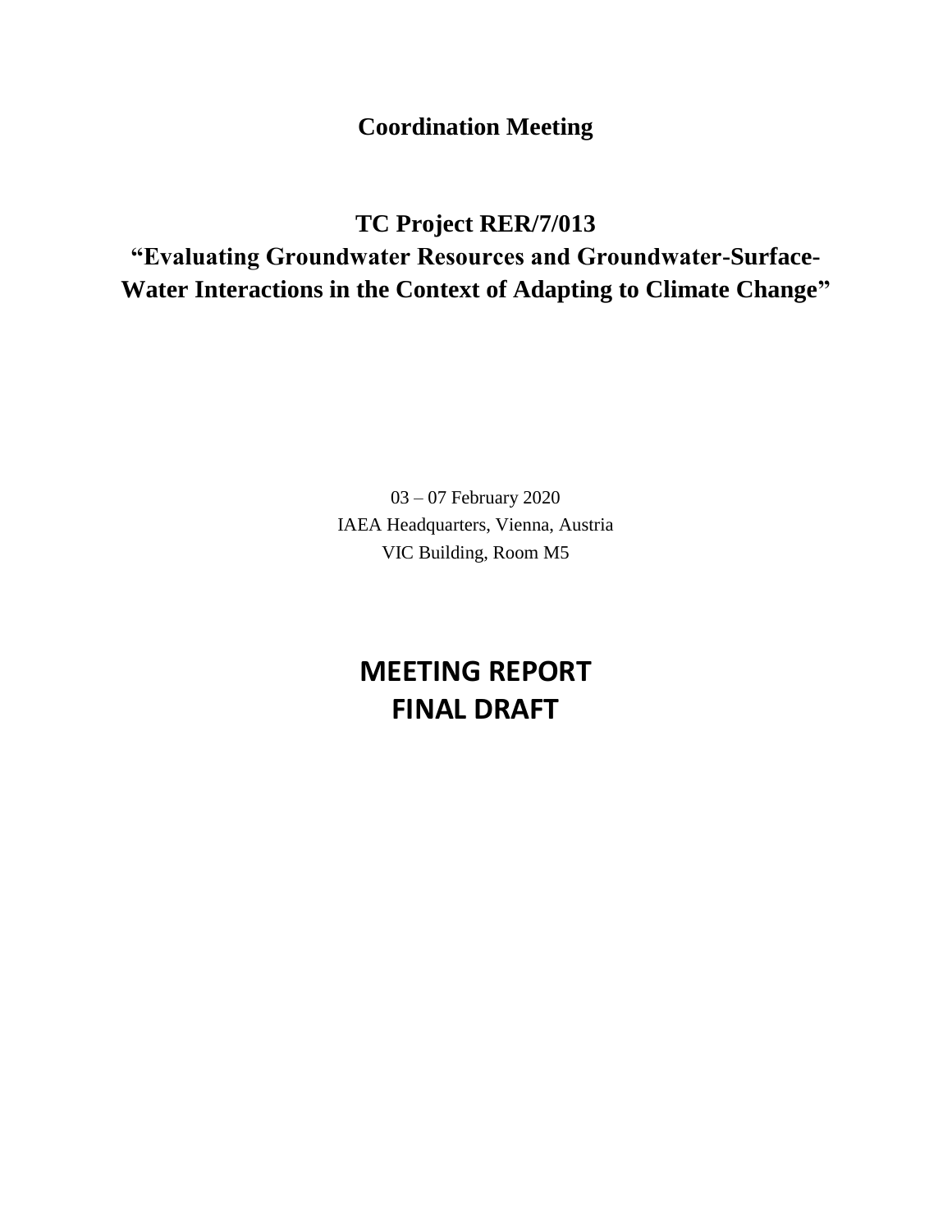**Coordination Meeting**

# TC Project RER/7/013
# "Evaluating Groundwater Resources and Groundwater-Surface-Water Interactions in the Context of Adapting to Climate Change"

03 – 07 February 2020
IAEA Headquarters, Vienna, Austria
VIC Building, Room M5

# MEETING REPORT
# FINAL DRAFT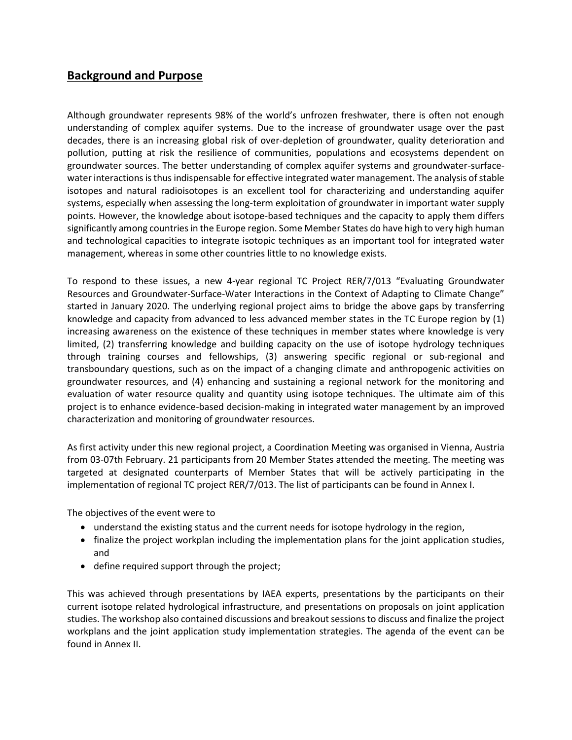## Background and Purpose

Although groundwater represents 98% of the world's unfrozen freshwater, there is often not enough understanding of complex aquifer systems. Due to the increase of groundwater usage over the past decades, there is an increasing global risk of over-depletion of groundwater, quality deterioration and pollution, putting at risk the resilience of communities, populations and ecosystems dependent on groundwater sources. The better understanding of complex aquifer systems and groundwater-surface-water interactions is thus indispensable for effective integrated water management. The analysis of stable isotopes and natural radioisotopes is an excellent tool for characterizing and understanding aquifer systems, especially when assessing the long-term exploitation of groundwater in important water supply points. However, the knowledge about isotope-based techniques and the capacity to apply them differs significantly among countries in the Europe region. Some Member States do have high to very high human and technological capacities to integrate isotopic techniques as an important tool for integrated water management, whereas in some other countries little to no knowledge exists.

To respond to these issues, a new 4-year regional TC Project RER/7/013 "Evaluating Groundwater Resources and Groundwater-Surface-Water Interactions in the Context of Adapting to Climate Change" started in January 2020. The underlying regional project aims to bridge the above gaps by transferring knowledge and capacity from advanced to less advanced member states in the TC Europe region by (1) increasing awareness on the existence of these techniques in member states where knowledge is very limited, (2) transferring knowledge and building capacity on the use of isotope hydrology techniques through training courses and fellowships, (3) answering specific regional or sub-regional and transboundary questions, such as on the impact of a changing climate and anthropogenic activities on groundwater resources, and (4) enhancing and sustaining a regional network for the monitoring and evaluation of water resource quality and quantity using isotope techniques. The ultimate aim of this project is to enhance evidence-based decision-making in integrated water management by an improved characterization and monitoring of groundwater resources.

As first activity under this new regional project, a Coordination Meeting was organised in Vienna, Austria from 03-07th February. 21 participants from 20 Member States attended the meeting. The meeting was targeted at designated counterparts of Member States that will be actively participating in the implementation of regional TC project RER/7/013. The list of participants can be found in Annex I.

The objectives of the event were to

- understand the existing status and the current needs for isotope hydrology in the region,
- finalize the project workplan including the implementation plans for the joint application studies, and
- define required support through the project;

This was achieved through presentations by IAEA experts, presentations by the participants on their current isotope related hydrological infrastructure, and presentations on proposals on joint application studies. The workshop also contained discussions and breakout sessions to discuss and finalize the project workplans and the joint application study implementation strategies. The agenda of the event can be found in Annex II.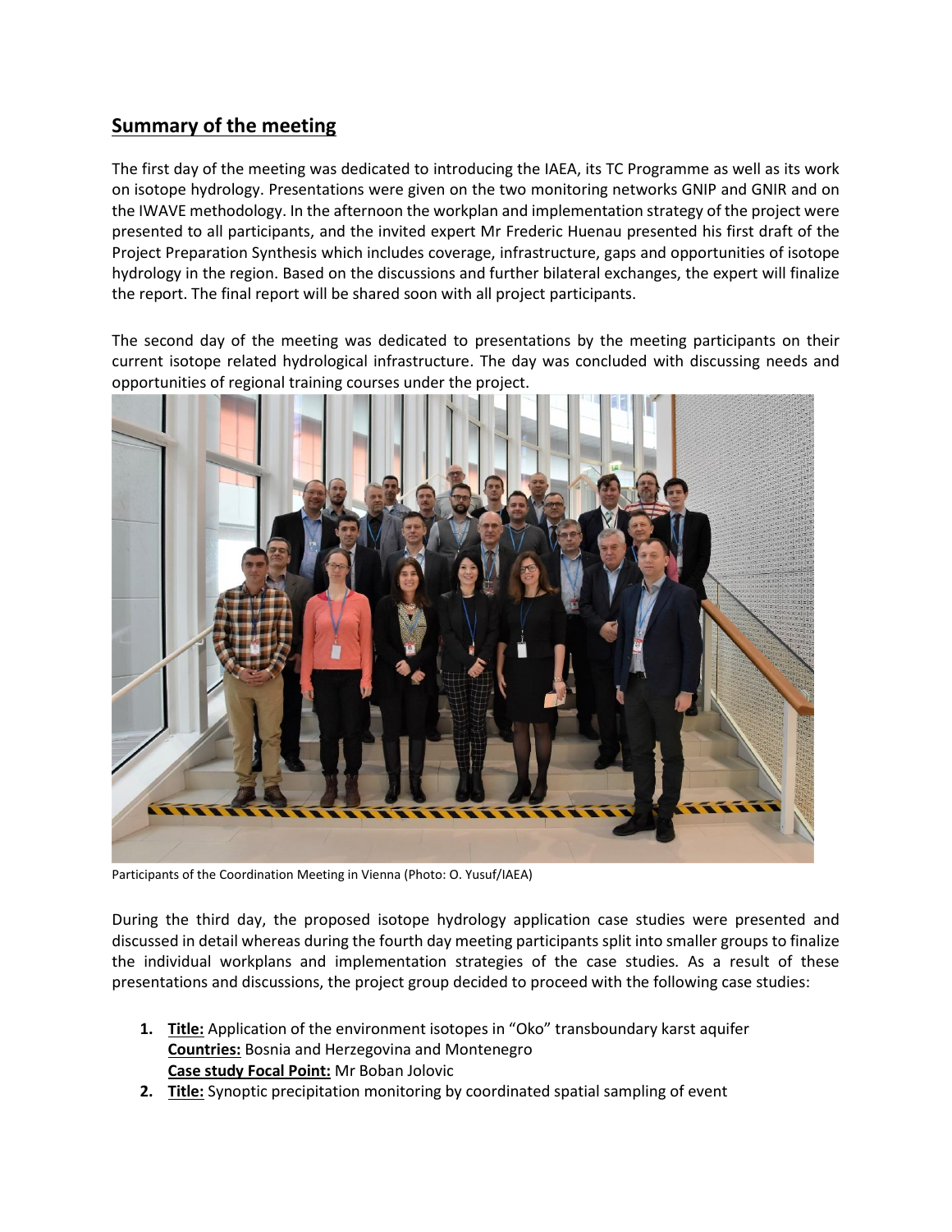## Summary of the meeting

The first day of the meeting was dedicated to introducing the IAEA, its TC Programme as well as its work on isotope hydrology. Presentations were given on the two monitoring networks GNIP and GNIR and on the IWAVE methodology. In the afternoon the workplan and implementation strategy of the project were presented to all participants, and the invited expert Mr Frederic Huenau presented his first draft of the Project Preparation Synthesis which includes coverage, infrastructure, gaps and opportunities of isotope hydrology in the region. Based on the discussions and further bilateral exchanges, the expert will finalize the report. The final report will be shared soon with all project participants.

The second day of the meeting was dedicated to presentations by the meeting participants on their current isotope related hydrological infrastructure. The day was concluded with discussing needs and opportunities of regional training courses under the project.

Participants of the Coordination Meeting in Vienna (Photo: O. Yusuf/IAEA)

During the third day, the proposed isotope hydrology application case studies were presented and discussed in detail whereas during the fourth day meeting participants split into smaller groups to finalize the individual workplans and implementation strategies of the case studies. As a result of these presentations and discussions, the project group decided to proceed with the following case studies:

1. **Title:** Application of the environment isotopes in "Oko" transboundary karst aquifer
   **Countries:** Bosnia and Herzegovina and Montenegro
   **Case study Focal Point:** Mr Boban Jolovic
2. **Title:** Synoptic precipitation monitoring by coordinated spatial sampling of event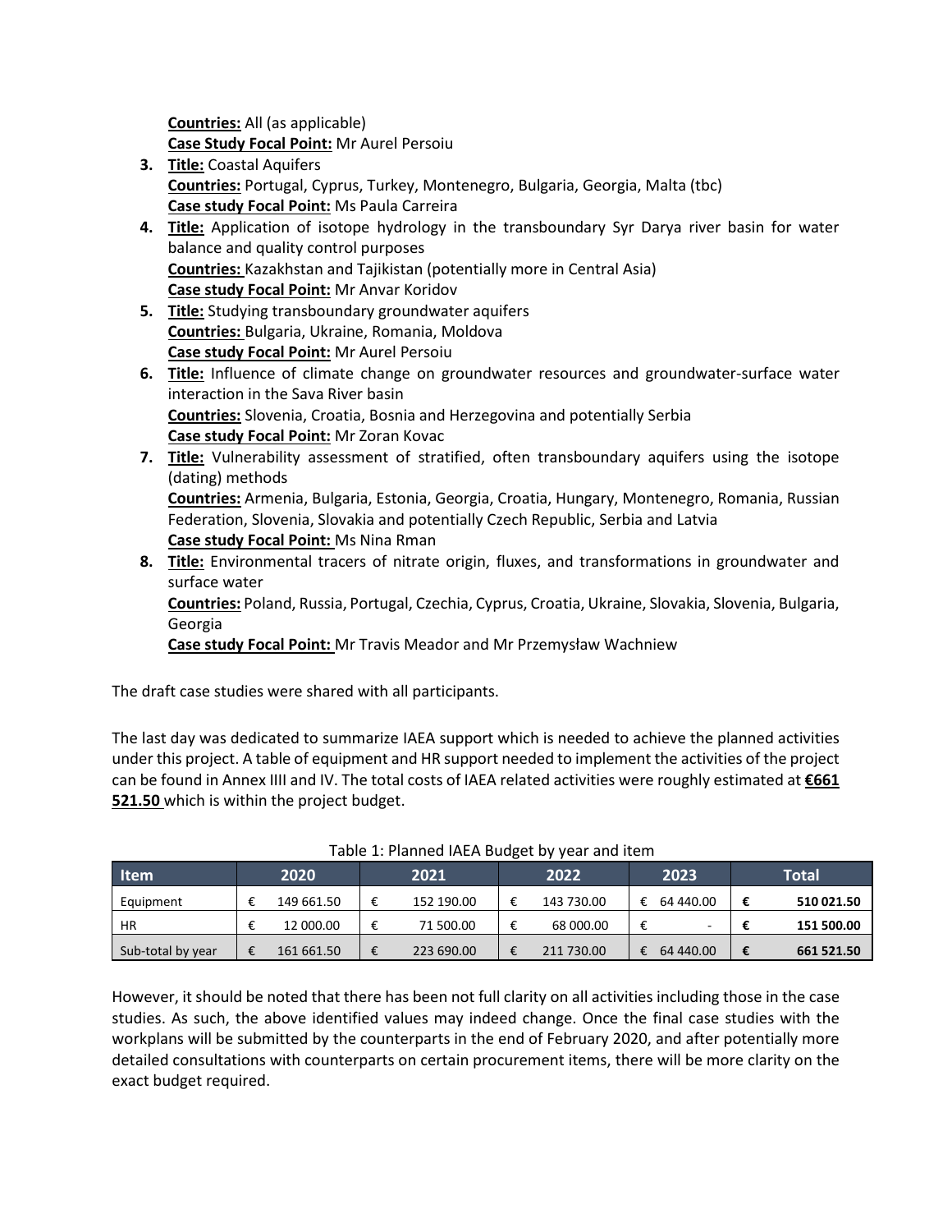**Countries:** All (as applicable)
**Case Study Focal Point:** Mr Aurel Persoiu

3. **Title:** Coastal Aquifers
**Countries:** Portugal, Cyprus, Turkey, Montenegro, Bulgaria, Georgia, Malta (tbc)
**Case study Focal Point:** Ms Paula Carreira
4. **Title:** Application of isotope hydrology in the transboundary Syr Darya river basin for water balance and quality control purposes
**Countries:** Kazakhstan and Tajikistan (potentially more in Central Asia)
**Case study Focal Point:** Mr Anvar Koridov
5. **Title:** Studying transboundary groundwater aquifers
**Countries:** Bulgaria, Ukraine, Romania, Moldova
**Case study Focal Point:** Mr Aurel Persoiu
6. **Title:** Influence of climate change on groundwater resources and groundwater-surface water interaction in the Sava River basin
**Countries:** Slovenia, Croatia, Bosnia and Herzegovina and potentially Serbia
**Case study Focal Point:** Mr Zoran Kovac
7. **Title:** Vulnerability assessment of stratified, often transboundary aquifers using the isotope (dating) methods
**Countries:** Armenia, Bulgaria, Estonia, Georgia, Croatia, Hungary, Montenegro, Romania, Russian Federation, Slovenia, Slovakia and potentially Czech Republic, Serbia and Latvia
**Case study Focal Point:** Ms Nina Rman
8. **Title:** Environmental tracers of nitrate origin, fluxes, and transformations in groundwater and surface water
**Countries:** Poland, Russia, Portugal, Czechia, Cyprus, Croatia, Ukraine, Slovakia, Slovenia, Bulgaria, Georgia
**Case study Focal Point:** Mr Travis Meador and Mr Przemysław Wachniew

The draft case studies were shared with all participants.

The last day was dedicated to summarize IAEA support which is needed to achieve the planned activities under this project. A table of equipment and HR support needed to implement the activities of the project can be found in Annex IIII and IV. The total costs of IAEA related activities were roughly estimated at **€661 521.50** which is within the project budget.

Table 1: Planned IAEA Budget by year and item

| Item | 2020 | 2021 | 2022 | 2023 | Total |
|---|---|---|---|---|---|
| Equipment | € 149 661.50 | € 152 190.00 | € 143 730.00 | € 64 440.00 | **€ 510 021.50** |
| HR | € 12 000.00 | € 71 500.00 | € 68 000.00 | € - | **€ 151 500.00** |
| Sub-total by year | € 161 661.50 | € 223 690.00 | € 211 730.00 | € 64 440.00 | **€ 661 521.50** |

However, it should be noted that there has been not full clarity on all activities including those in the case studies. As such, the above identified values may indeed change. Once the final case studies with the workplans will be submitted by the counterparts in the end of February 2020, and after potentially more detailed consultations with counterparts on certain procurement items, there will be more clarity on the exact budget required.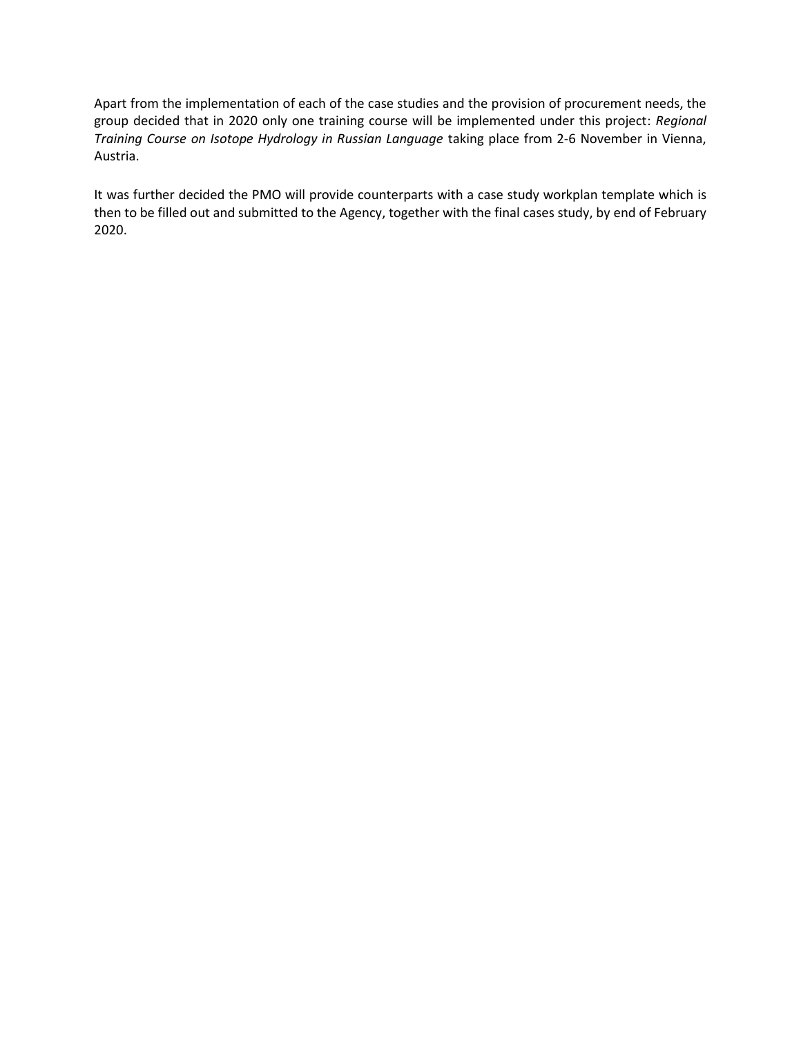Apart from the implementation of each of the case studies and the provision of procurement needs, the group decided that in 2020 only one training course will be implemented under this project: *Regional Training Course on Isotope Hydrology in Russian Language* taking place from 2-6 November in Vienna, Austria.

It was further decided the PMO will provide counterparts with a case study workplan template which is then to be filled out and submitted to the Agency, together with the final cases study, by end of February 2020.